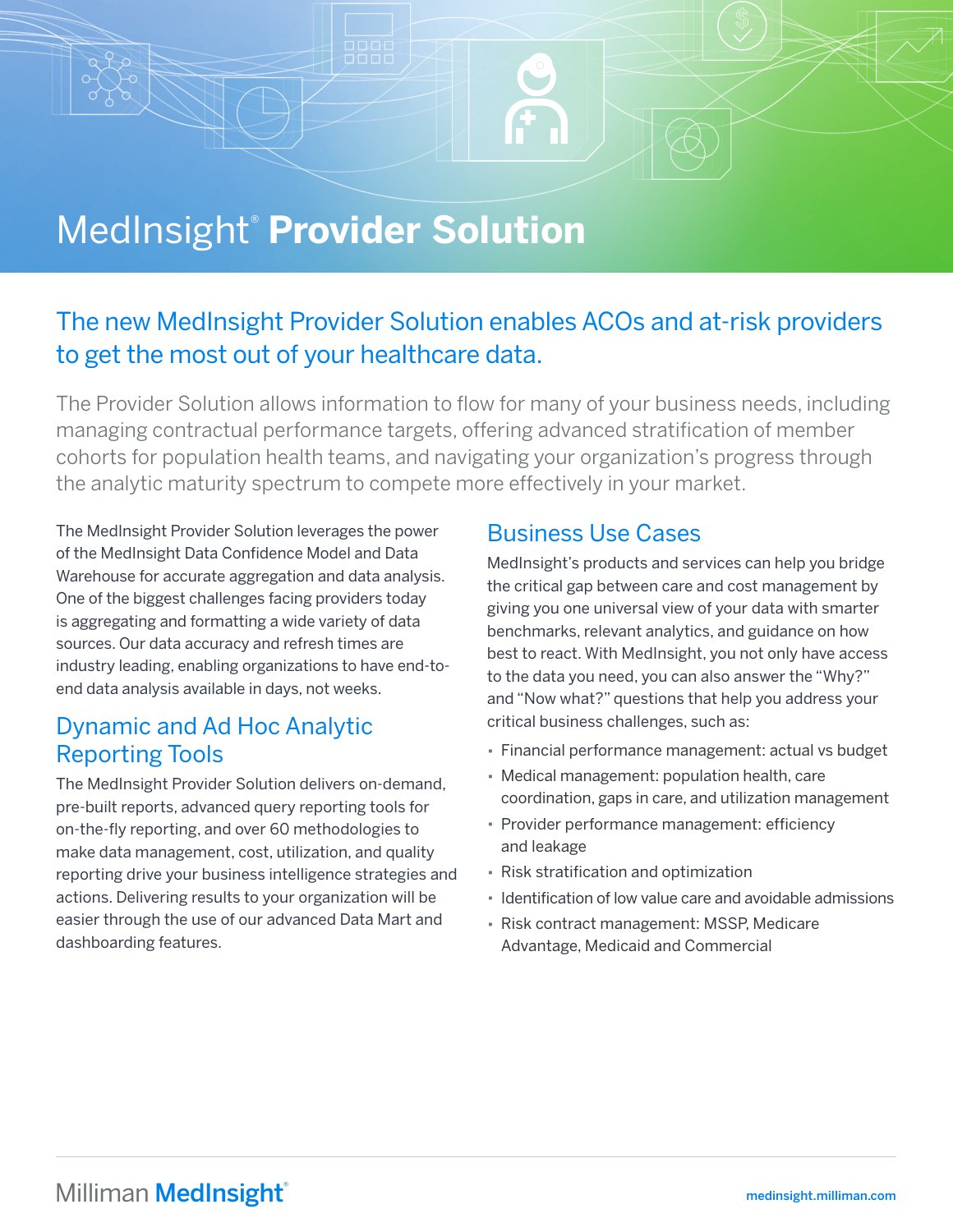# MedInsight® Provider Solution

## The new MedInsight Provider Solution enables ACOs and at-risk providers to get the most out of your healthcare data.

The Provider Solution allows information to flow for many of your business needs, including managing contractual performance targets, offering advanced stratification of member cohorts for population health teams, and navigating your organization's progress through the analytic maturity spectrum to compete more effectively in your market.

The MedInsight Provider Solution leverages the power of the MedInsight Data Confidence Model and Data Warehouse for accurate aggregation and data analysis. One of the biggest challenges facing providers today is aggregating and formatting a wide variety of data sources. Our data accuracy and refresh times are industry leading, enabling organizations to have end-to-end data analysis available in days, not weeks.

## Dynamic and Ad Hoc Analytic Reporting Tools

The MedInsight Provider Solution delivers on-demand, pre-built reports, advanced query reporting tools for on-the-fly reporting, and over 60 methodologies to make data management, cost, utilization, and quality reporting drive your business intelligence strategies and actions. Delivering results to your organization will be easier through the use of our advanced Data Mart and dashboarding features.

## Business Use Cases

MedInsight's products and services can help you bridge the critical gap between care and cost management by giving you one universal view of your data with smarter benchmarks, relevant analytics, and guidance on how best to react. With MedInsight, you not only have access to the data you need, you can also answer the "Why?" and "Now what?" questions that help you address your critical business challenges, such as:

- Financial performance management: actual vs budget
- Medical management: population health, care coordination, gaps in care, and utilization management
- Provider performance management: efficiency and leakage
- Risk stratification and optimization
- Identification of low value care and avoidable admissions
- Risk contract management: MSSP, Medicare Advantage, Medicaid and Commercial

Milliman MedInsight®

medinsight.milliman.com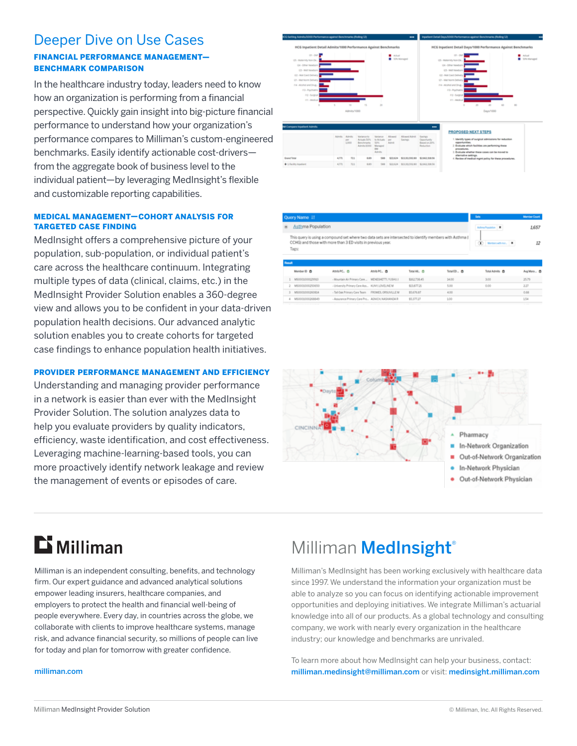# Deeper Dive on Use Cases

### FINANCIAL PERFORMANCE MANAGEMENT—BENCHMARK COMPARISON

In the healthcare industry today, leaders need to know how an organization is performing from a financial perspective. Quickly gain insight into big-picture financial performance to understand how your organization's performance compares to Milliman's custom-engineered benchmarks. Easily identify actionable cost-drivers—from the aggregate book of business level to the individual patient—by leveraging MedInsight's flexible and customizable reporting capabilities.

### MEDICAL MANAGEMENT—COHORT ANALYSIS FOR TARGETED CASE FINDING

MedInsight offers a comprehensive picture of your population, sub-population, or individual patient's care across the healthcare continuum. Integrating multiple types of data (clinical, claims, etc.) in the MedInsight Provider Solution enables a 360-degree view and allows you to be confident in your data-driven population health decisions. Our advanced analytic solution enables you to create cohorts for targeted case findings to enhance population health initiatives.

### PROVIDER PERFORMANCE MANAGEMENT AND EFFICIENCY

Understanding and managing provider performance in a network is easier than ever with the MedInsight Provider Solution. The solution analyzes data to help you evaluate providers by quality indicators, efficiency, waste identification, and cost effectiveness. Leveraging machine-learning-based tools, you can more proactively identify network leakage and review the management of events or episodes of care.

Pharmacy
In-Network Organization
Out-of-Network Organization
In-Network Physician
Out-of-Network Physician

---

## Milliman

Milliman is an independent consulting, benefits, and technology firm. Our expert guidance and advanced analytical solutions empower leading insurers, healthcare companies, and employers to protect the health and financial well-being of people everywhere. Every day, in countries across the globe, we collaborate with clients to improve healthcare systems, manage risk, and advance financial security, so millions of people can live for today and plan for tomorrow with greater confidence.

milliman.com

## Milliman **MedInsight**®

Milliman's MedInsight has been working exclusively with healthcare data since 1997. We understand the information your organization must be able to analyze so you can focus on identifying actionable improvement opportunities and deploying initiatives. We integrate Milliman's actuarial knowledge into all of our products. As a global technology and consulting company, we work with nearly every organization in the healthcare industry; our knowledge and benchmarks are unrivaled.

To learn more about how MedInsight can help your business, contact: **milliman.medinsight@milliman.com** or visit: **medinsight.milliman.com**

© Milliman, Inc. All Rights Reserved.